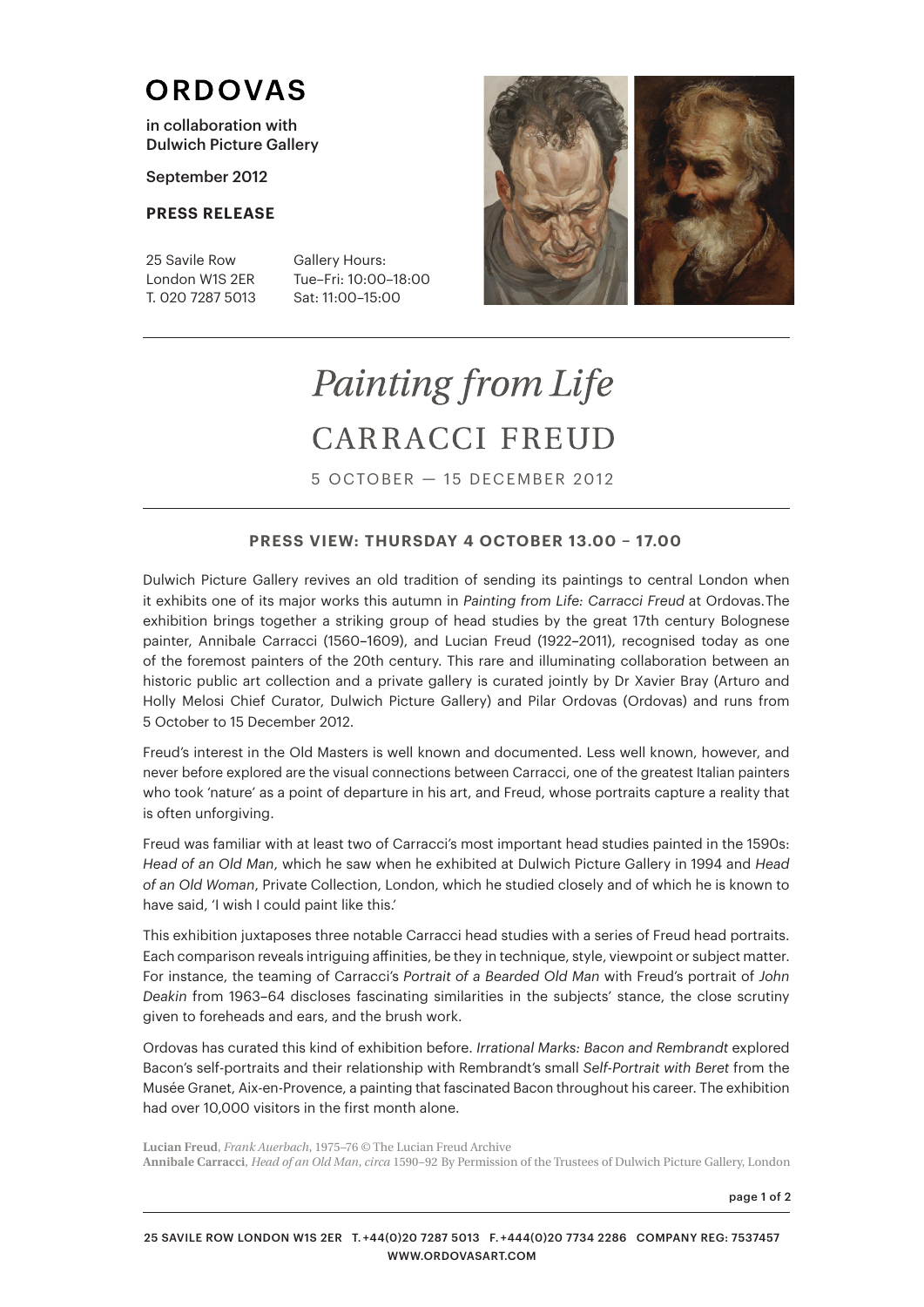# ORDOVAS

in collaboration with
Dulwich Picture Gallery

September 2012

**PRESS RELEASE**

25 Savile Row
London W1S 2ER
T. 020 7287 5013

Gallery Hours:
Tue–Fri: 10:00–18:00
Sat: 11:00–15:00

## *Painting from Life*

## CARRACCI FREUD

5 OCTOBER — 15 DECEMBER 2012

**PRESS VIEW: THURSDAY 4 OCTOBER 13.00 – 17.00**

Dulwich Picture Gallery revives an old tradition of sending its paintings to central London when it exhibits one of its major works this autumn in *Painting from Life: Carracci Freud* at Ordovas. The exhibition brings together a striking group of head studies by the great 17th century Bolognese painter, Annibale Carracci (1560–1609), and Lucian Freud (1922–2011), recognised today as one of the foremost painters of the 20th century. This rare and illuminating collaboration between an historic public art collection and a private gallery is curated jointly by Dr Xavier Bray (Arturo and Holly Melosi Chief Curator, Dulwich Picture Gallery) and Pilar Ordovas (Ordovas) and runs from 5 October to 15 December 2012.

Freud's interest in the Old Masters is well known and documented. Less well known, however, and never before explored are the visual connections between Carracci, one of the greatest Italian painters who took 'nature' as a point of departure in his art, and Freud, whose portraits capture a reality that is often unforgiving.

Freud was familiar with at least two of Carracci's most important head studies painted in the 1590s: *Head of an Old Man*, which he saw when he exhibited at Dulwich Picture Gallery in 1994 and *Head of an Old Woman*, Private Collection, London, which he studied closely and of which he is known to have said, 'I wish I could paint like this.'

This exhibition juxtaposes three notable Carracci head studies with a series of Freud head portraits. Each comparison reveals intriguing affinities, be they in technique, style, viewpoint or subject matter. For instance, the teaming of Carracci's *Portrait of a Bearded Old Man* with Freud's portrait of *John Deakin* from 1963–64 discloses fascinating similarities in the subjects' stance, the close scrutiny given to foreheads and ears, and the brush work.

Ordovas has curated this kind of exhibition before. *Irrational Marks: Bacon and Rembrandt* explored Bacon's self-portraits and their relationship with Rembrandt's small *Self-Portrait with Beret* from the Musée Granet, Aix-en-Provence, a painting that fascinated Bacon throughout his career. The exhibition had over 10,000 visitors in the first month alone.

**Lucian Freud**, *Frank Auerbach*, 1975–76 © The Lucian Freud Archive
**Annibale Carracci**, *Head of an Old Man*, *circa* 1590–92 By Permission of the Trustees of Dulwich Picture Gallery, London

25 SAVILE ROW LONDON W1S 2ER T. +44(0)20 7287 5013 F. +444(0)20 7734 2286 COMPANY REG: 7537457
WWW.ORDOVASART.COM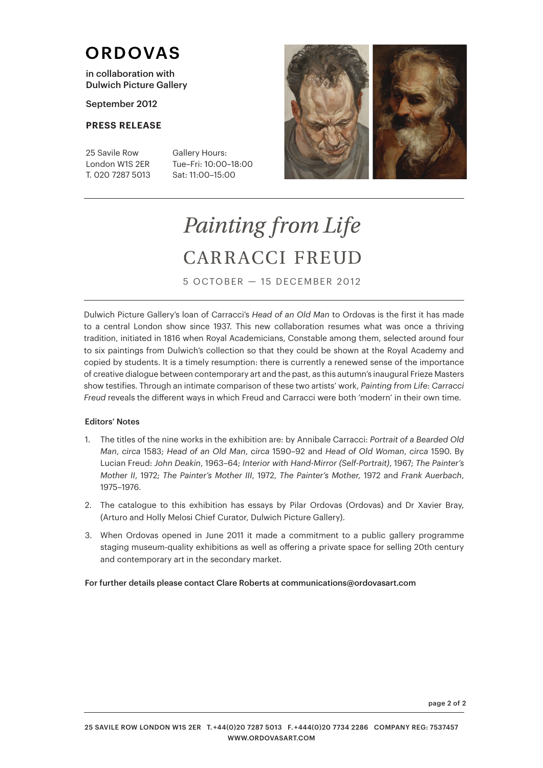# ORDOVAS

in collaboration with
Dulwich Picture Gallery

September 2012

**PRESS RELEASE**

25 Savile Row
London W1S 2ER
T. 020 7287 5013

Gallery Hours:
Tue–Fri: 10:00–18:00
Sat: 11:00–15:00

---

## *Painting from Life*

## CARRACCI FREUD

5 OCTOBER — 15 DECEMBER 2012

---

Dulwich Picture Gallery's loan of Carracci's *Head of an Old Man* to Ordovas is the first it has made to a central London show since 1937. This new collaboration resumes what was once a thriving tradition, initiated in 1816 when Royal Academicians, Constable among them, selected around four to six paintings from Dulwich's collection so that they could be shown at the Royal Academy and copied by students. It is a timely resumption: there is currently a renewed sense of the importance of creative dialogue between contemporary art and the past, as this autumn's inaugural Frieze Masters show testifies. Through an intimate comparison of these two artists' work, *Painting from Life: Carracci Freud* reveals the different ways in which Freud and Carracci were both 'modern' in their own time.

Editors' Notes

1. The titles of the nine works in the exhibition are: by Annibale Carracci: *Portrait of a Bearded Old Man*, *circa* 1583; *Head of an Old Man*, *circa* 1590–92 and *Head of Old Woman*, *circa* 1590. By Lucian Freud: *John Deakin*, 1963–64; *Interior with Hand-Mirror (Self-Portrait)*, 1967; *The Painter's Mother II*, 1972; *The Painter's Mother III*, 1972, *The Painter's Mother,* 1972 and *Frank Auerbach*, 1975–1976.

2. The catalogue to this exhibition has essays by Pilar Ordovas (Ordovas) and Dr Xavier Bray, (Arturo and Holly Melosi Chief Curator, Dulwich Picture Gallery).

3. When Ordovas opened in June 2011 it made a commitment to a public gallery programme staging museum-quality exhibitions as well as offering a private space for selling 20th century and contemporary art in the secondary market.

For further details please contact Clare Roberts at communications@ordovasart.com

25 SAVILE ROW LONDON W1S 2ER T. +44(0)20 7287 5013 F. +444(0)20 7734 2286 COMPANY REG: 7537457
WWW.ORDOVASART.COM